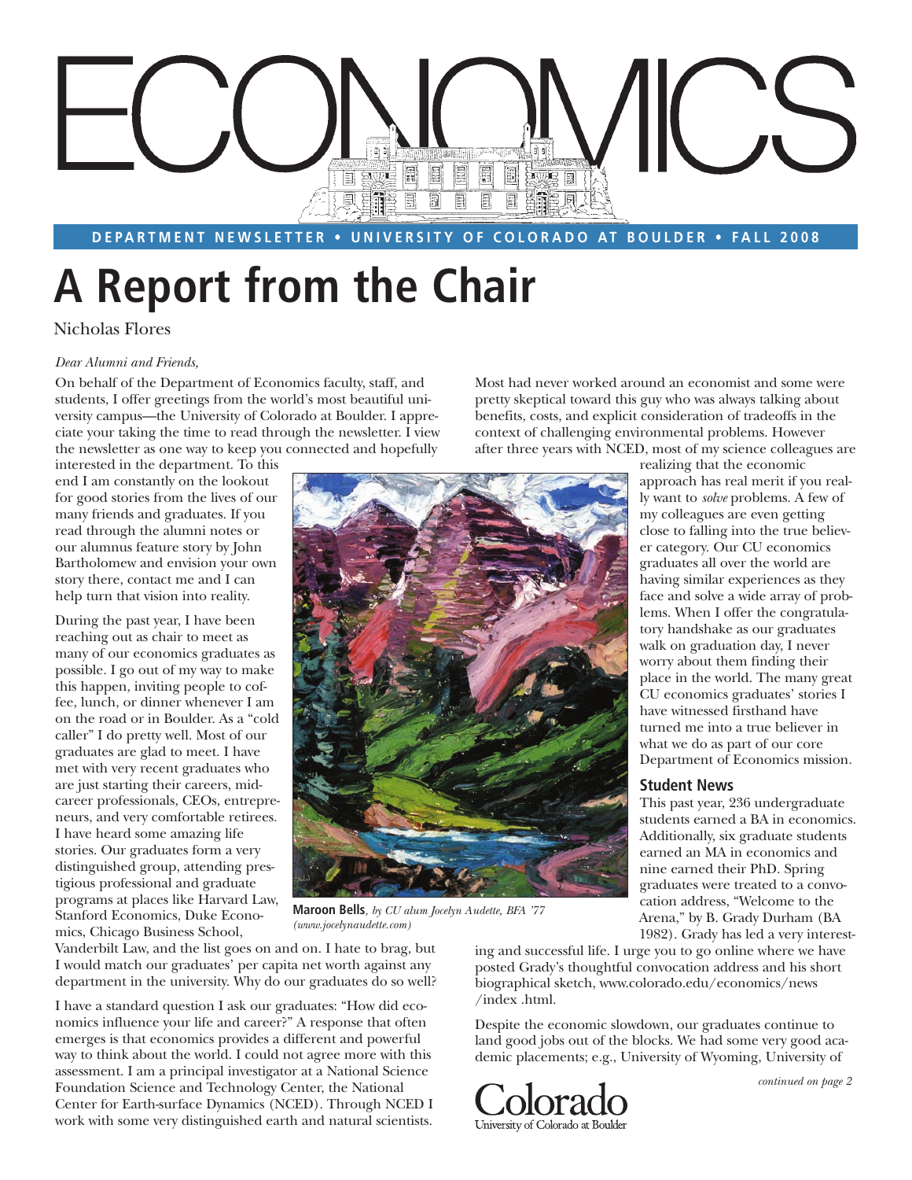# ECONOMICS

**DEPARTMENT NEWSLETTER • UNIVERSITY OF COLORADO AT BOULDER • FALL 2008**

# A Report from the Chair

Nicholas Flores

*Dear Alumni and Friends,*

On behalf of the Department of Economics faculty, staff, and students, I offer greetings from the world's most beautiful university campus—the University of Colorado at Boulder. I appreciate your taking the time to read through the newsletter. I view the newsletter as one way to keep you connected and hopefully interested in the department. To this end I am constantly on the lookout for good stories from the lives of our many friends and graduates. If you read through the alumni notes or our alumnus feature story by John Bartholomew and envision your own story there, contact me and I can help turn that vision into reality.

During the past year, I have been reaching out as chair to meet as many of our economics graduates as possible. I go out of my way to make this happen, inviting people to coffee, lunch, or dinner whenever I am on the road or in Boulder. As a "cold caller" I do pretty well. Most of our graduates are glad to meet. I have met with very recent graduates who are just starting their careers, mid-career professionals, CEOs, entrepreneurs, and very comfortable retirees. I have heard some amazing life stories. Our graduates form a very distinguished group, attending prestigious professional and graduate programs at places like Harvard Law, Stanford Economics, Duke Economics, Chicago Business School, Vanderbilt Law, and the list goes on and on. I hate to brag, but I would match our graduates' per capita net worth against any department in the university. Why do our graduates do so well?

I have a standard question I ask our graduates: "How did economics influence your life and career?" A response that often emerges is that economics provides a different and powerful way to think about the world. I could not agree more with this assessment. I am a principal investigator at a National Science Foundation Science and Technology Center, the National Center for Earth-surface Dynamics (NCED). Through NCED I work with some very distinguished earth and natural scientists. Most had never worked around an economist and some were pretty skeptical toward this guy who was always talking about benefits, costs, and explicit consideration of tradeoffs in the context of challenging environmental problems. However after three years with NCED, most of my science colleagues are realizing that the economic approach has real merit if you really want to *solve* problems. A few of my colleagues are even getting close to falling into the true believer category. Our CU economics graduates all over the world are having similar experiences as they face and solve a wide array of problems. When I offer the congratulatory handshake as our graduates walk on graduation day, I never worry about them finding their place in the world. The many great CU economics graduates' stories I have witnessed firsthand have turned me into a true believer in what we do as part of our core Department of Economics mission.

**Maroon Bells**, *by CU alum Jocelyn Audette, BFA '77 (www.jocelynaudette.com)*

### Student News

This past year, 236 undergraduate students earned a BA in economics. Additionally, six graduate students earned an MA in economics and nine earned their PhD. Spring graduates were treated to a convocation address, "Welcome to the Arena," by B. Grady Durham (BA 1982). Grady has led a very interesting and successful life. I urge you to go online where we have posted Grady's thoughtful convocation address and his short biographical sketch, www.colorado.edu/economics/news/index .html.

Despite the economic slowdown, our graduates continue to land good jobs out of the blocks. We had some very good academic placements; e.g., University of Wyoming, University of

*continued on page 2*

Colorado
University of Colorado at Boulder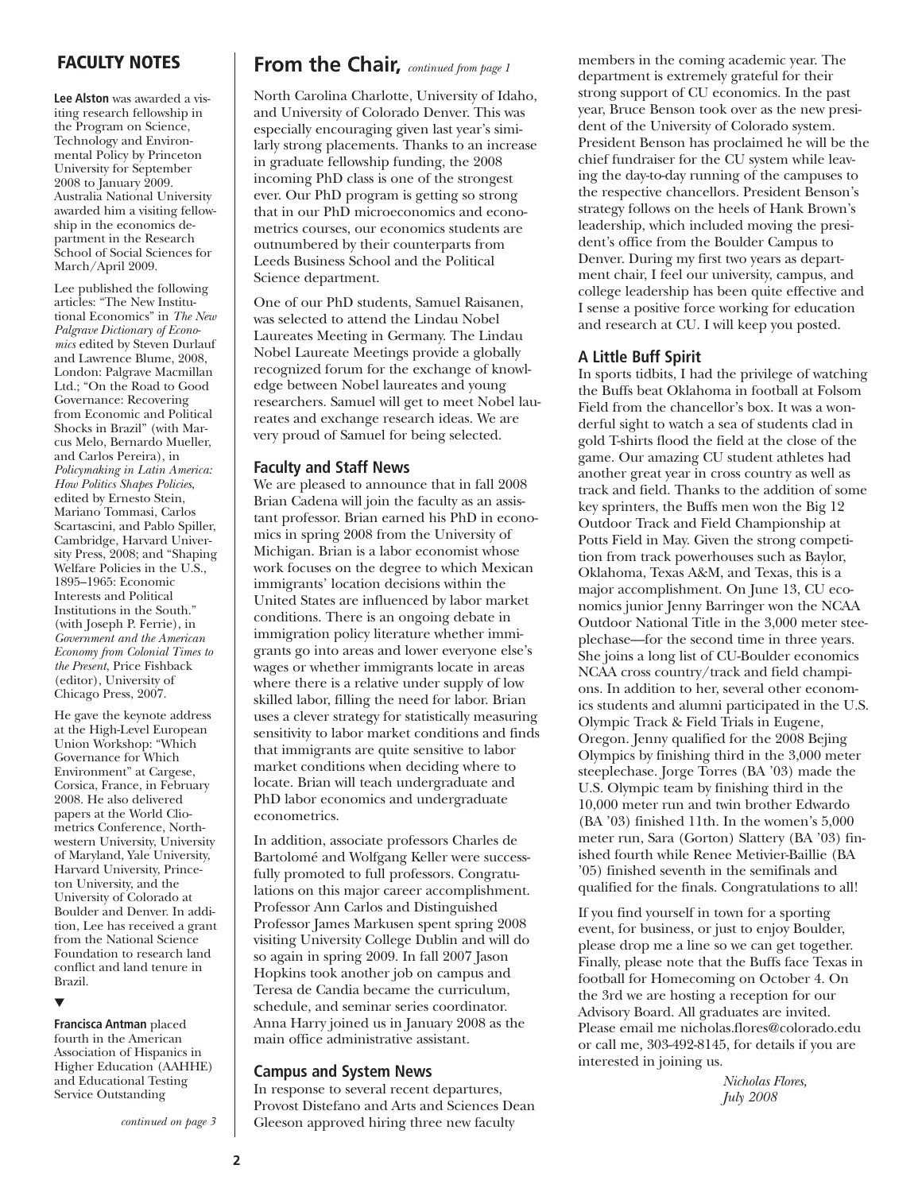## FACULTY NOTES

**Lee Alston** was awarded a visiting research fellowship in the Program on Science, Technology and Environmental Policy by Princeton University for September 2008 to January 2009. Australia National University awarded him a visiting fellowship in the economics department in the Research School of Social Sciences for March/April 2009.

Lee published the following articles: "The New Institutional Economics" in *The New Palgrave Dictionary of Economics* edited by Steven Durlauf and Lawrence Blume, 2008, London: Palgrave Macmillan Ltd.; "On the Road to Good Governance: Recovering from Economic and Political Shocks in Brazil" (with Marcus Melo, Bernardo Mueller, and Carlos Pereira), in *Policymaking in Latin America: How Politics Shapes Policies*, edited by Ernesto Stein, Mariano Tommasi, Carlos Scartascini, and Pablo Spiller, Cambridge, Harvard University Press, 2008; and "Shaping Welfare Policies in the U.S., 1895–1965: Economic Interests and Political Institutions in the South." (with Joseph P. Ferrie), in *Government and the American Economy from Colonial Times to the Present*, Price Fishback (editor), University of Chicago Press, 2007.

He gave the keynote address at the High-Level European Union Workshop: "Which Governance for Which Environment" at Cargese, Corsica, France, in February 2008. He also delivered papers at the World Cliometrics Conference, Northwestern University, University of Maryland, Yale University, Harvard University, Princeton University, and the University of Colorado at Boulder and Denver. In addition, Lee has received a grant from the National Science Foundation to research land conflict and land tenure in Brazil.

▼

**Francisca Antman** placed fourth in the American Association of Hispanics in Higher Education (AAHHE) and Educational Testing Service Outstanding

*continued on page 3*

## From the Chair, *continued from page 1*

North Carolina Charlotte, University of Idaho, and University of Colorado Denver. This was especially encouraging given last year's similarly strong placements. Thanks to an increase in graduate fellowship funding, the 2008 incoming PhD class is one of the strongest ever. Our PhD program is getting so strong that in our PhD microeconomics and econometrics courses, our economics students are outnumbered by their counterparts from Leeds Business School and the Political Science department.

One of our PhD students, Samuel Raisanen, was selected to attend the Lindau Nobel Laureates Meeting in Germany. The Lindau Nobel Laureate Meetings provide a globally recognized forum for the exchange of knowledge between Nobel laureates and young researchers. Samuel will get to meet Nobel laureates and exchange research ideas. We are very proud of Samuel for being selected.

### Faculty and Staff News

We are pleased to announce that in fall 2008 Brian Cadena will join the faculty as an assistant professor. Brian earned his PhD in economics in spring 2008 from the University of Michigan. Brian is a labor economist whose work focuses on the degree to which Mexican immigrants' location decisions within the United States are influenced by labor market conditions. There is an ongoing debate in immigration policy literature whether immigrants go into areas and lower everyone else's wages or whether immigrants locate in areas where there is a relative under supply of low skilled labor, filling the need for labor. Brian uses a clever strategy for statistically measuring sensitivity to labor market conditions and finds that immigrants are quite sensitive to labor market conditions when deciding where to locate. Brian will teach undergraduate and PhD labor economics and undergraduate econometrics.

In addition, associate professors Charles de Bartolomé and Wolfgang Keller were successfully promoted to full professors. Congratulations on this major career accomplishment. Professor Ann Carlos and Distinguished Professor James Markusen spent spring 2008 visiting University College Dublin and will do so again in spring 2009. In fall 2007 Jason Hopkins took another job on campus and Teresa de Candia became the curriculum, schedule, and seminar series coordinator. Anna Harry joined us in January 2008 as the main office administrative assistant.

### Campus and System News

In response to several recent departures, Provost Distefano and Arts and Sciences Dean Gleeson approved hiring three new faculty members in the coming academic year. The department is extremely grateful for their strong support of CU economics. In the past year, Bruce Benson took over as the new president of the University of Colorado system. President Benson has proclaimed he will be the chief fundraiser for the CU system while leaving the day-to-day running of the campuses to the respective chancellors. President Benson's strategy follows on the heels of Hank Brown's leadership, which included moving the president's office from the Boulder Campus to Denver. During my first two years as department chair, I feel our university, campus, and college leadership has been quite effective and I sense a positive force working for education and research at CU. I will keep you posted.

### A Little Buff Spirit

In sports tidbits, I had the privilege of watching the Buffs beat Oklahoma in football at Folsom Field from the chancellor's box. It was a wonderful sight to watch a sea of students clad in gold T-shirts flood the field at the close of the game. Our amazing CU student athletes had another great year in cross country as well as track and field. Thanks to the addition of some key sprinters, the Buffs men won the Big 12 Outdoor Track and Field Championship at Potts Field in May. Given the strong competition from track powerhouses such as Baylor, Oklahoma, Texas A&M, and Texas, this is a major accomplishment. On June 13, CU economics junior Jenny Barringer won the NCAA Outdoor National Title in the 3,000 meter steeplechase—for the second time in three years. She joins a long list of CU-Boulder economics NCAA cross country/track and field champions. In addition to her, several other economics students and alumni participated in the U.S. Olympic Track & Field Trials in Eugene, Oregon. Jenny qualified for the 2008 Bejing Olympics by finishing third in the 3,000 meter steeplechase. Jorge Torres (BA '03) made the U.S. Olympic team by finishing third in the 10,000 meter run and twin brother Edwardo (BA '03) finished 11th. In the women's 5,000 meter run, Sara (Gorton) Slattery (BA '03) finished fourth while Renee Metivier-Baillie (BA '05) finished seventh in the semifinals and qualified for the finals. Congratulations to all!

If you find yourself in town for a sporting event, for business, or just to enjoy Boulder, please drop me a line so we can get together. Finally, please note that the Buffs face Texas in football for Homecoming on October 4. On the 3rd we are hosting a reception for our Advisory Board. All graduates are invited. Please email me nicholas.flores@colorado.edu or call me, 303-492-8145, for details if you are interested in joining us.

*Nicholas Flores,*
*July 2008*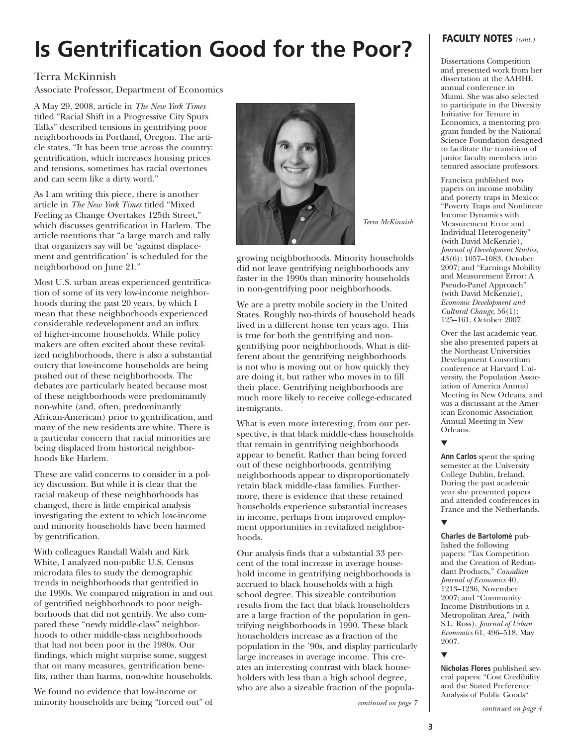# Is Gentrification Good for the Poor?

Terra McKinnish

Associate Professor, Department of Economics

A May 29, 2008, article in *The New York Times* titled "Racial Shift in a Progressive City Spurs Talks" described tensions in gentrifying poor neighborhoods in Portland, Oregon. The article states, "It has been true across the country: gentrification, which increases housing prices and tensions, sometimes has racial overtones and can seem like a dirty word."

As I am writing this piece, there is another article in *The New York Times* titled "Mixed Feeling as Change Overtakes 125th Street," which discusses gentrification in Harlem. The article mentions that "a large march and rally that organizers say will be 'against displacement and gentrification' is scheduled for the neighborhood on June 21."

Most U.S. urban areas experienced gentrification of some of its very low-income neighborhoods during the past 20 years, by which I mean that these neighborhoods experienced considerable redevelopment and an influx of higher-income households. While policy makers are often excited about these revitalized neighborhoods, there is also a substantial outcry that low-income households are being pushed out of these neighborhoods. The debates are particularly heated because most of these neighborhoods were predominantly non-white (and, often, predominantly African-American) prior to gentrification, and many of the new residents are white. There is a particular concern that racial minorities are being displaced from historical neighborhoods like Harlem.

These are valid concerns to consider in a policy discussion. But while it is clear that the racial makeup of these neighborhoods has changed, there is little empirical analysis investigating the extent to which low-income and minority households have been harmed by gentrification.

With colleagues Randall Walsh and Kirk White, I analyzed non-public U.S. Census microdata files to study the demographic trends in neighborhoods that gentrified in the 1990s. We compared migration in and out of gentrified neighborhoods to poor neighborhoods that did not gentrify. We also compared these "newly middle-class" neighborhoods to other middle-class neighborhoods that had not been poor in the 1980s. Our findings, which might surprise some, suggest that on many measures, gentrification benefits, rather than harms, non-white households.

We found no evidence that low-income or minority households are being "forced out" of growing neighborhoods. Minority households did not leave gentrifying neighborhoods any faster in the 1990s than minority households in non-gentrifying poor neighborhoods.

*Terra McKinnish*

We are a pretty mobile society in the United States. Roughly two-thirds of household heads lived in a different house ten years ago. This is true for both the gentrifying and non-gentrifying poor neighborhoods. What is different about the gentrifying neighborhoods is not who is moving out or how quickly they are doing it, but rather who moves in to fill their place. Gentrifying neighborhoods are much more likely to receive college-educated in-migrants.

What is even more interesting, from our perspective, is that black middle-class households that remain in gentrifying neighborhoods appear to benefit. Rather than being forced out of these neighborhoods, gentrifying neighborhoods appear to disproportionately retain black middle-class families. Furthermore, there is evidence that these retained households experience substantial increases in income, perhaps from improved employment opportunities in revitalized neighborhoods.

Our analysis finds that a substantial 33 percent of the total increase in average household income in gentrifying neighborhoods is accrued to black households with a high school degree. This sizeable contribution results from the fact that black householders are a large fraction of the population in gentrifying neighborhoods in 1990. These black householders increase as a fraction of the population in the '90s, and display particularly large increases in average income. This creates an interesting contrast with black householders with less than a high school degree, who are also a sizeable fraction of the popula-

*continued on page 7*

## FACULTY NOTES *(cont.)*

Dissertations Competition and presented work from her dissertation at the AAHHE annual conference in Miami. She was also selected to participate in the Diversity Initiative for Tenure in Economics, a mentoring program funded by the National Science Foundation designed to facilitate the transition of junior faculty members into tenured associate professors.

Francisca published two papers on income mobility and poverty traps in Mexico: "Poverty Traps and Nonlinear Income Dynamics with Measurement Error and Individual Heterogeneity" (with David McKenzie), *Journal of Development Studies*, 43(6): 1057–1083, October 2007; and "Earnings Mobility and Measurement Error: A Pseudo-Panel Approach" (with David McKenzie), *Economic Development and Cultural Change*, 56(1): 125–161, October 2007.

Over the last academic year, she also presented papers at the Northeast Universities Development Consortium conference at Harvard University, the Population Association of America Annual Meeting in New Orleans, and was a discussant at the American Economic Association Annual Meeting in New Orleans.

▼

**Ann Carlos** spent the spring semester at the University College Dublin, Ireland. During the past academic year she presented papers and attended conferences in France and the Netherlands.

▼

**Charles de Bartolomé** published the following papers: "Tax Competition and the Creation of Redundant Products," *Canadian Journal of Economics* 40, 1213–1236, November 2007; and "Community Income Distributions in a Metropolitan Area," (with S.L. Ross), *Journal of Urban Economics* 61, 496–518, May 2007.

▼

**Nicholas Flores** published several papers: "Cost Credibility and the Stated Preference Analysis of Public Goods"

*continued on page 4*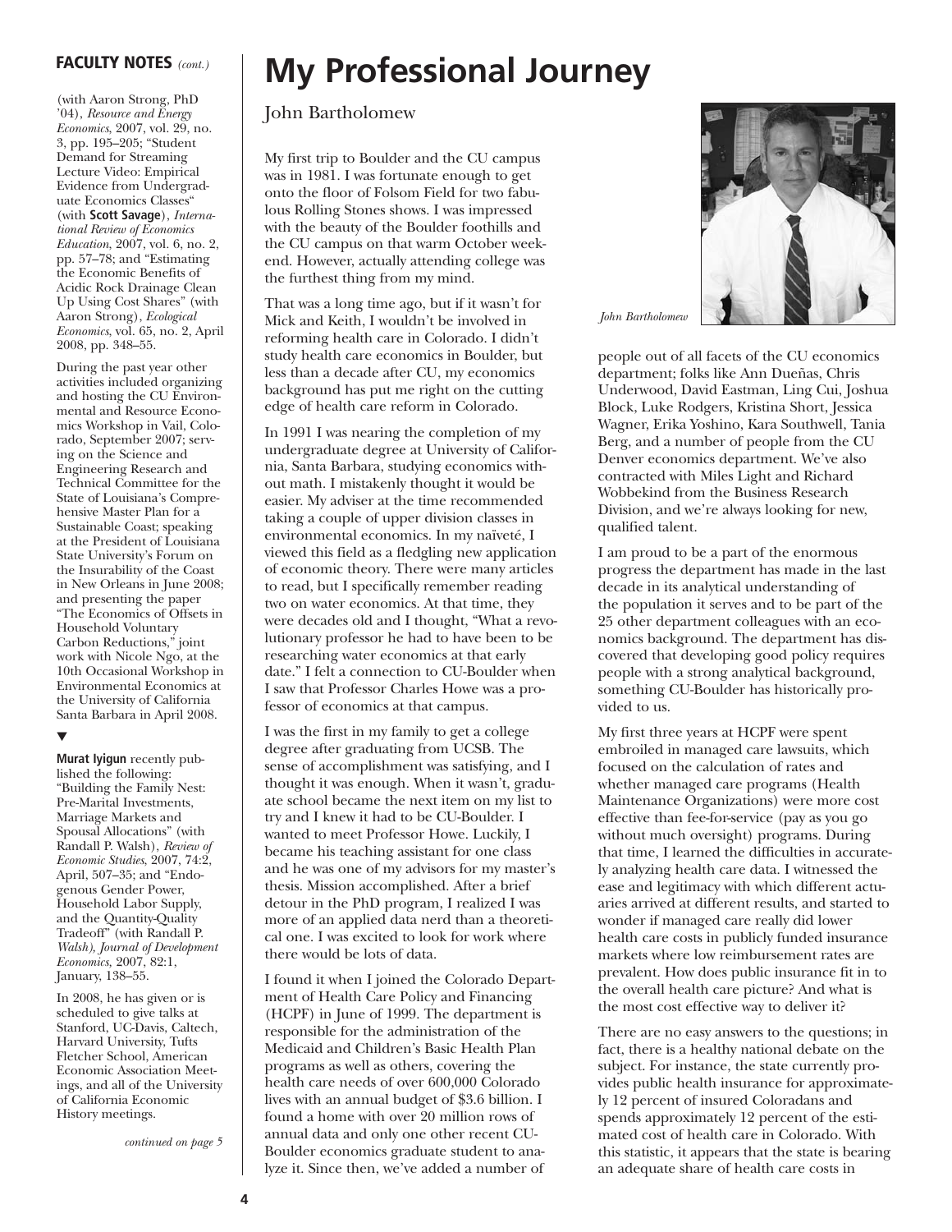## FACULTY NOTES *(cont.)*

(with Aaron Strong, PhD '04), *Resource and Energy Economics*, 2007, vol. 29, no. 3, pp. 195–205; "Student Demand for Streaming Lecture Video: Empirical Evidence from Undergraduate Economics Classes" (with **Scott Savage**), *International Review of Economics Education*, 2007, vol. 6, no. 2, pp. 57–78; and "Estimating the Economic Benefits of Acidic Rock Drainage Clean Up Using Cost Shares" (with Aaron Strong), *Ecological Economics*, vol. 65, no. 2, April 2008, pp. 348–55.

During the past year other activities included organizing and hosting the CU Environmental and Resource Economics Workshop in Vail, Colorado, September 2007; serving on the Science and Engineering Research and Technical Committee for the State of Louisiana's Comprehensive Master Plan for a Sustainable Coast; speaking at the President of Louisiana State University's Forum on the Insurability of the Coast in New Orleans in June 2008; and presenting the paper "The Economics of Offsets in Household Voluntary Carbon Reductions," joint work with Nicole Ngo, at the 10th Occasional Workshop in Environmental Economics at the University of California Santa Barbara in April 2008.

▼

**Murat Iyigun** recently published the following: "Building the Family Nest: Pre-Marital Investments, Marriage Markets and Spousal Allocations" (with Randall P. Walsh), *Review of Economic Studies*, 2007, 74:2, April, 507–35; and "Endogenous Gender Power, Household Labor Supply, and the Quantity-Quality Tradeoff" (with Randall P. *Walsh), Journal of Development Economics,* 2007, 82:1, January, 138–55.

In 2008, he has given or is scheduled to give talks at Stanford, UC-Davis, Caltech, Harvard University, Tufts Fletcher School, American Economic Association Meetings, and all of the University of California Economic History meetings.

*continued on page 5*

# My Professional Journey

John Bartholomew

My first trip to Boulder and the CU campus was in 1981. I was fortunate enough to get onto the floor of Folsom Field for two fabulous Rolling Stones shows. I was impressed with the beauty of the Boulder foothills and the CU campus on that warm October weekend. However, actually attending college was the furthest thing from my mind.

That was a long time ago, but if it wasn't for Mick and Keith, I wouldn't be involved in reforming health care in Colorado. I didn't study health care economics in Boulder, but less than a decade after CU, my economics background has put me right on the cutting edge of health care reform in Colorado.

In 1991 I was nearing the completion of my undergraduate degree at University of California, Santa Barbara, studying economics without math. I mistakenly thought it would be easier. My adviser at the time recommended taking a couple of upper division classes in environmental economics. In my naïveté, I viewed this field as a fledgling new application of economic theory. There were many articles to read, but I specifically remember reading two on water economics. At that time, they were decades old and I thought, "What a revolutionary professor he had to have been to be researching water economics at that early date." I felt a connection to CU-Boulder when I saw that Professor Charles Howe was a professor of economics at that campus.

I was the first in my family to get a college degree after graduating from UCSB. The sense of accomplishment was satisfying, and I thought it was enough. When it wasn't, graduate school became the next item on my list to try and I knew it had to be CU-Boulder. I wanted to meet Professor Howe. Luckily, I became his teaching assistant for one class and he was one of my advisors for my master's thesis. Mission accomplished. After a brief detour in the PhD program, I realized I was more of an applied data nerd than a theoretical one. I was excited to look for work where there would be lots of data.

I found it when I joined the Colorado Department of Health Care Policy and Financing (HCPF) in June of 1999. The department is responsible for the administration of the Medicaid and Children's Basic Health Plan programs as well as others, covering the health care needs of over 600,000 Colorado lives with an annual budget of $3.6 billion. I found a home with over 20 million rows of annual data and only one other recent CU-Boulder economics graduate student to analyze it. Since then, we've added a number of people out of all facets of the CU economics department; folks like Ann Dueñas, Chris Underwood, David Eastman, Ling Cui, Joshua Block, Luke Rodgers, Kristina Short, Jessica Wagner, Erika Yoshino, Kara Southwell, Tania Berg, and a number of people from the CU Denver economics department. We've also contracted with Miles Light and Richard Wobbekind from the Business Research Division, and we're always looking for new, qualified talent.

*John Bartholomew*

I am proud to be a part of the enormous progress the department has made in the last decade in its analytical understanding of the population it serves and to be part of the 25 other department colleagues with an economics background. The department has discovered that developing good policy requires people with a strong analytical background, something CU-Boulder has historically provided to us.

My first three years at HCPF were spent embroiled in managed care lawsuits, which focused on the calculation of rates and whether managed care programs (Health Maintenance Organizations) were more cost effective than fee-for-service (pay as you go without much oversight) programs. During that time, I learned the difficulties in accurately analyzing health care data. I witnessed the ease and legitimacy with which different actuaries arrived at different results, and started to wonder if managed care really did lower health care costs in publicly funded insurance markets where low reimbursement rates are prevalent. How does public insurance fit in to the overall health care picture? And what is the most cost effective way to deliver it?

There are no easy answers to the questions; in fact, there is a healthy national debate on the subject. For instance, the state currently provides public health insurance for approximately 12 percent of insured Coloradans and spends approximately 12 percent of the estimated cost of health care in Colorado. With this statistic, it appears that the state is bearing an adequate share of health care costs in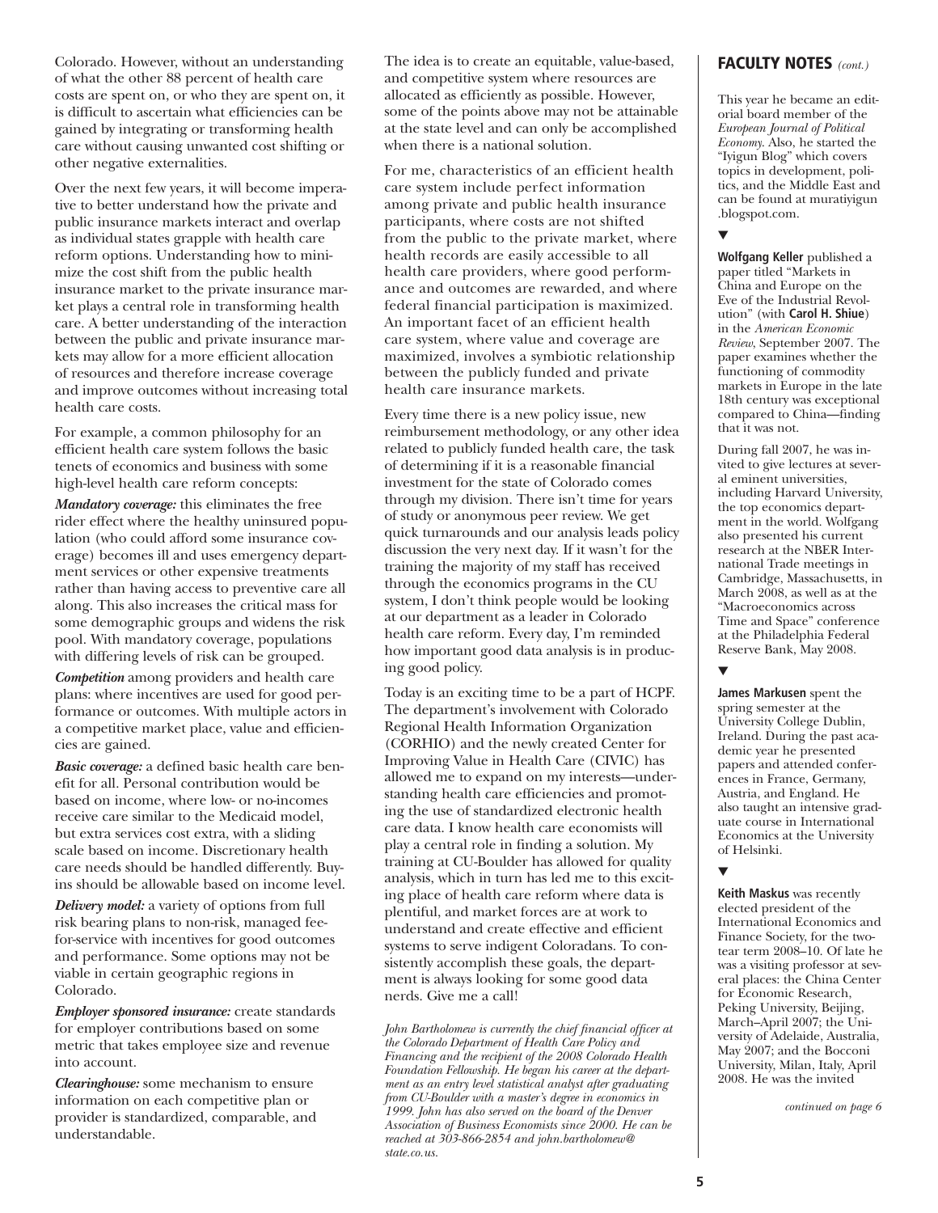Colorado. However, without an understanding of what the other 88 percent of health care costs are spent on, or who they are spent on, it is difficult to ascertain what efficiencies can be gained by integrating or transforming health care without causing unwanted cost shifting or other negative externalities.

Over the next few years, it will become imperative to better understand how the private and public insurance markets interact and overlap as individual states grapple with health care reform options. Understanding how to minimize the cost shift from the public health insurance market to the private insurance market plays a central role in transforming health care. A better understanding of the interaction between the public and private insurance markets may allow for a more efficient allocation of resources and therefore increase coverage and improve outcomes without increasing total health care costs.

For example, a common philosophy for an efficient health care system follows the basic tenets of economics and business with some high-level health care reform concepts:

***Mandatory coverage:*** this eliminates the free rider effect where the healthy uninsured population (who could afford some insurance coverage) becomes ill and uses emergency department services or other expensive treatments rather than having access to preventive care all along. This also increases the critical mass for some demographic groups and widens the risk pool. With mandatory coverage, populations with differing levels of risk can be grouped.

***Competition*** among providers and health care plans: where incentives are used for good performance or outcomes. With multiple actors in a competitive market place, value and efficiencies are gained.

***Basic coverage:*** a defined basic health care benefit for all. Personal contribution would be based on income, where low- or no-incomes receive care similar to the Medicaid model, but extra services cost extra, with a sliding scale based on income. Discretionary health care needs should be handled differently. Buy-ins should be allowable based on income level.

***Delivery model:*** a variety of options from full risk bearing plans to non-risk, managed fee-for-service with incentives for good outcomes and performance. Some options may not be viable in certain geographic regions in Colorado.

***Employer sponsored insurance:*** create standards for employer contributions based on some metric that takes employee size and revenue into account.

***Clearinghouse:*** some mechanism to ensure information on each competitive plan or provider is standardized, comparable, and understandable.

The idea is to create an equitable, value-based, and competitive system where resources are allocated as efficiently as possible. However, some of the points above may not be attainable at the state level and can only be accomplished when there is a national solution.

For me, characteristics of an efficient health care system include perfect information among private and public health insurance participants, where costs are not shifted from the public to the private market, where health records are easily accessible to all health care providers, where good performance and outcomes are rewarded, and where federal financial participation is maximized. An important facet of an efficient health care system, where value and coverage are maximized, involves a symbiotic relationship between the publicly funded and private health care insurance markets.

Every time there is a new policy issue, new reimbursement methodology, or any other idea related to publicly funded health care, the task of determining if it is a reasonable financial investment for the state of Colorado comes through my division. There isn't time for years of study or anonymous peer review. We get quick turnarounds and our analysis leads policy discussion the very next day. If it wasn't for the training the majority of my staff has received through the economics programs in the CU system, I don't think people would be looking at our department as a leader in Colorado health care reform. Every day, I'm reminded how important good data analysis is in producing good policy.

Today is an exciting time to be a part of HCPF. The department's involvement with Colorado Regional Health Information Organization (CORHIO) and the newly created Center for Improving Value in Health Care (CIVIC) has allowed me to expand on my interests—understanding health care efficiencies and promoting the use of standardized electronic health care data. I know health care economists will play a central role in finding a solution. My training at CU-Boulder has allowed for quality analysis, which in turn has led me to this exciting place of health care reform where data is plentiful, and market forces are at work to understand and create effective and efficient systems to serve indigent Coloradans. To consistently accomplish these goals, the department is always looking for some good data nerds. Give me a call!

*John Bartholomew is currently the chief financial officer at the Colorado Department of Health Care Policy and Financing and the recipient of the 2008 Colorado Health Foundation Fellowship. He began his career at the department as an entry level statistical analyst after graduating from CU-Boulder with a master's degree in economics in 1999. John has also served on the board of the Denver Association of Business Economists since 2000. He can be reached at 303-866-2854 and john.bartholomew@state.co.us.*

## FACULTY NOTES *(cont.)*

This year he became an editorial board member of the *European Journal of Political Economy*. Also, he started the "Iyigun Blog" which covers topics in development, politics, and the Middle East and can be found at muratiyigun.blogspot.com.

▼

**Wolfgang Keller** published a paper titled "Markets in China and Europe on the Eve of the Industrial Revolution" (with **Carol H. Shiue**) in the *American Economic Review*, September 2007. The paper examines whether the functioning of commodity markets in Europe in the late 18th century was exceptional compared to China—finding that it was not.

During fall 2007, he was invited to give lectures at several eminent universities, including Harvard University, the top economics department in the world. Wolfgang also presented his current research at the NBER International Trade meetings in Cambridge, Massachusetts, in March 2008, as well as at the "Macroeconomics across Time and Space" conference at the Philadelphia Federal Reserve Bank, May 2008.

▼

**James Markusen** spent the spring semester at the University College Dublin, Ireland. During the past academic year he presented papers and attended conferences in France, Germany, Austria, and England. He also taught an intensive graduate course in International Economics at the University of Helsinki.

▼

**Keith Maskus** was recently elected president of the International Economics and Finance Society, for the two-tear term 2008–10. Of late he was a visiting professor at several places: the China Center for Economic Research, Peking University, Beijing, March–April 2007; the University of Adelaide, Australia, May 2007; and the Bocconi University, Milan, Italy, April 2008. He was the invited

*continued on page 6*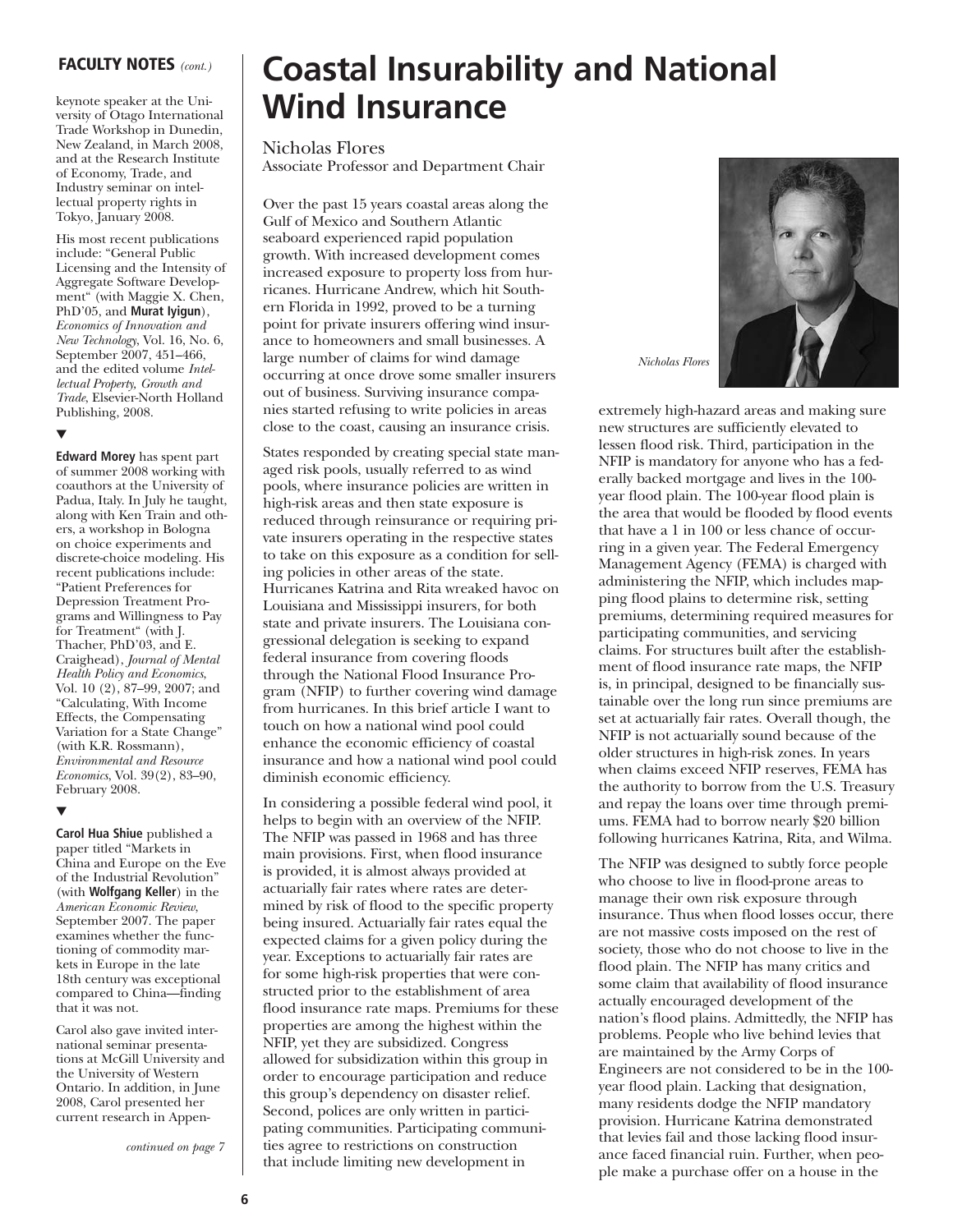## FACULTY NOTES *(cont.)*

keynote speaker at the University of Otago International Trade Workshop in Dunedin, New Zealand, in March 2008, and at the Research Institute of Economy, Trade, and Industry seminar on intellectual property rights in Tokyo, January 2008.

His most recent publications include: "General Public Licensing and the Intensity of Aggregate Software Development" (with Maggie X. Chen, PhD'05, and **Murat Iyigun**), *Economics of Innovation and New Technology*, Vol. 16, No. 6, September 2007, 451–466, and the edited volume *Intellectual Property, Growth and Trade*, Elsevier-North Holland Publishing, 2008.

▼

**Edward Morey** has spent part of summer 2008 working with coauthors at the University of Padua, Italy. In July he taught, along with Ken Train and others, a workshop in Bologna on choice experiments and discrete-choice modeling. His recent publications include: "Patient Preferences for Depression Treatment Programs and Willingness to Pay for Treatment" (with J. Thacher, PhD'03, and E. Craighead), *Journal of Mental Health Policy and Economics*, Vol. 10 (2), 87–99, 2007; and "Calculating, With Income Effects, the Compensating Variation for a State Change" (with K.R. Rossmann), *Environmental and Resource Economics*, Vol. 39(2), 83–90, February 2008.

▼

**Carol Hua Shiue** published a paper titled "Markets in China and Europe on the Eve of the Industrial Revolution" (with **Wolfgang Keller**) in the *American Economic Review*, September 2007. The paper examines whether the functioning of commodity markets in Europe in the late 18th century was exceptional compared to China—finding that it was not.

Carol also gave invited international seminar presentations at McGill University and the University of Western Ontario. In addition, in June 2008, Carol presented her current research in Appen-

*continued on page 7*

# Coastal Insurability and National Wind Insurance

Nicholas Flores
Associate Professor and Department Chair

Over the past 15 years coastal areas along the Gulf of Mexico and Southern Atlantic seaboard experienced rapid population growth. With increased development comes increased exposure to property loss from hurricanes. Hurricane Andrew, which hit Southern Florida in 1992, proved to be a turning point for private insurers offering wind insurance to homeowners and small businesses. A large number of claims for wind damage occurring at once drove some smaller insurers out of business. Surviving insurance companies started refusing to write policies in areas close to the coast, causing an insurance crisis.

States responded by creating special state managed risk pools, usually referred to as wind pools, where insurance policies are written in high-risk areas and then state exposure is reduced through reinsurance or requiring private insurers operating in the respective states to take on this exposure as a condition for selling policies in other areas of the state. Hurricanes Katrina and Rita wreaked havoc on Louisiana and Mississippi insurers, for both state and private insurers. The Louisiana congressional delegation is seeking to expand federal insurance from covering floods through the National Flood Insurance Program (NFIP) to further covering wind damage from hurricanes. In this brief article I want to touch on how a national wind pool could enhance the economic efficiency of coastal insurance and how a national wind pool could diminish economic efficiency.

In considering a possible federal wind pool, it helps to begin with an overview of the NFIP. The NFIP was passed in 1968 and has three main provisions. First, when flood insurance is provided, it is almost always provided at actuarially fair rates where rates are determined by risk of flood to the specific property being insured. Actuarially fair rates equal the expected claims for a given policy during the year. Exceptions to actuarially fair rates are for some high-risk properties that were constructed prior to the establishment of area flood insurance rate maps. Premiums for these properties are among the highest within the NFIP, yet they are subsidized. Congress allowed for subsidization within this group in order to encourage participation and reduce this group's dependency on disaster relief. Second, polices are only written in participating communities. Participating communities agree to restrictions on construction that include limiting new development in extremely high-hazard areas and making sure new structures are sufficiently elevated to lessen flood risk. Third, participation in the NFIP is mandatory for anyone who has a federally backed mortgage and lives in the 100-year flood plain. The 100-year flood plain is the area that would be flooded by flood events that have a 1 in 100 or less chance of occurring in a given year. The Federal Emergency Management Agency (FEMA) is charged with administering the NFIP, which includes mapping flood plains to determine risk, setting premiums, determining required measures for participating communities, and servicing claims. For structures built after the establishment of flood insurance rate maps, the NFIP is, in principal, designed to be financially sustainable over the long run since premiums are set at actuarially fair rates. Overall though, the NFIP is not actuarially sound because of the older structures in high-risk zones. In years when claims exceed NFIP reserves, FEMA has the authority to borrow from the U.S. Treasury and repay the loans over time through premiums. FEMA had to borrow nearly $20 billion following hurricanes Katrina, Rita, and Wilma.

*Nicholas Flores*

The NFIP was designed to subtly force people who choose to live in flood-prone areas to manage their own risk exposure through insurance. Thus when flood losses occur, there are not massive costs imposed on the rest of society, those who do not choose to live in the flood plain. The NFIP has many critics and some claim that availability of flood insurance actually encouraged development of the nation's flood plains. Admittedly, the NFIP has problems. People who live behind levies that are maintained by the Army Corps of Engineers are not considered to be in the 100-year flood plain. Lacking that designation, many residents dodge the NFIP mandatory provision. Hurricane Katrina demonstrated that levies fail and those lacking flood insurance faced financial ruin. Further, when people make a purchase offer on a house in the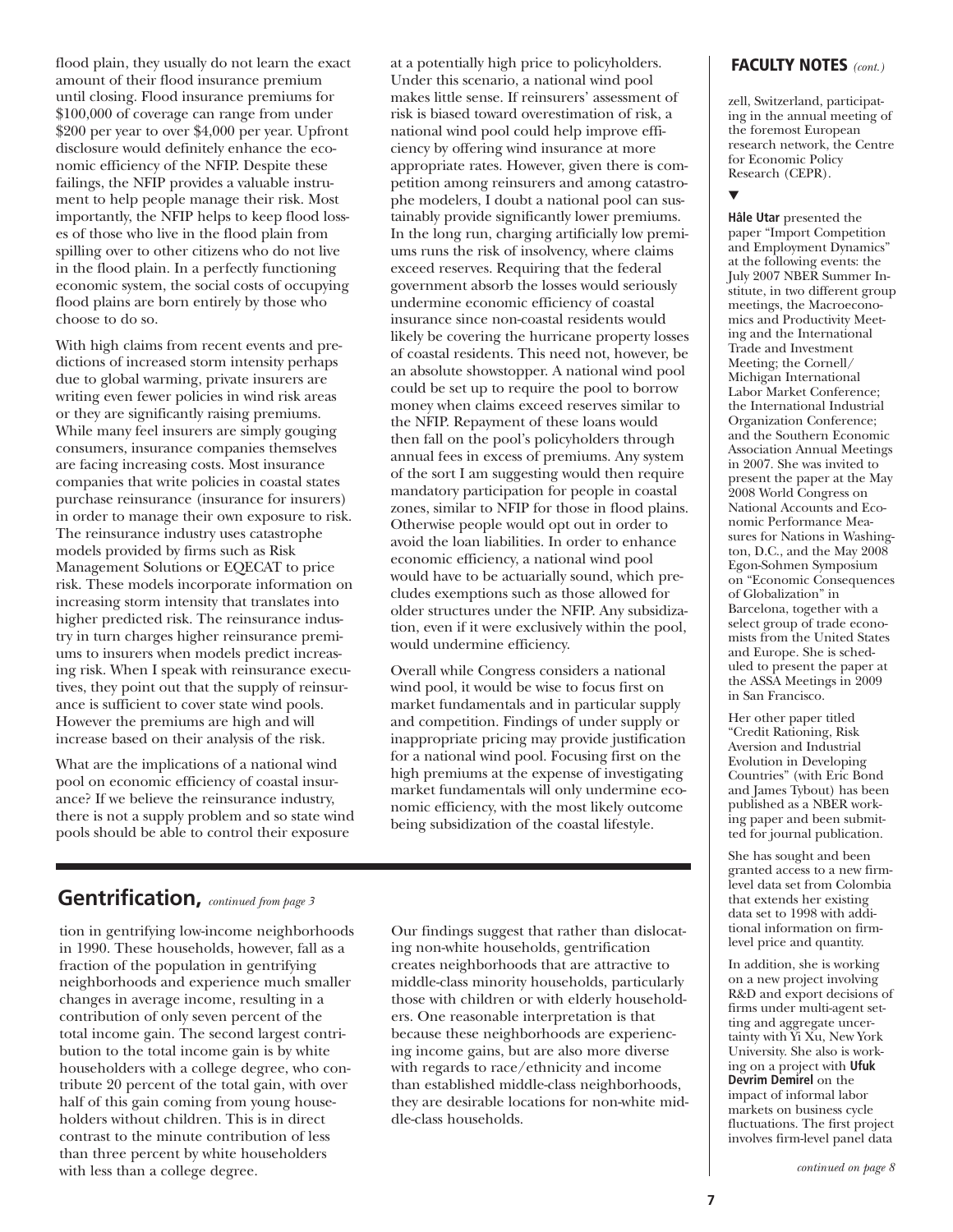flood plain, they usually do not learn the exact amount of their flood insurance premium until closing. Flood insurance premiums for $100,000 of coverage can range from under $200 per year to over $4,000 per year. Upfront disclosure would definitely enhance the economic efficiency of the NFIP. Despite these failings, the NFIP provides a valuable instrument to help people manage their risk. Most importantly, the NFIP helps to keep flood losses of those who live in the flood plain from spilling over to other citizens who do not live in the flood plain. In a perfectly functioning economic system, the social costs of occupying flood plains are born entirely by those who choose to do so.

With high claims from recent events and predictions of increased storm intensity perhaps due to global warming, private insurers are writing even fewer policies in wind risk areas or they are significantly raising premiums. While many feel insurers are simply gouging consumers, insurance companies themselves are facing increasing costs. Most insurance companies that write policies in coastal states purchase reinsurance (insurance for insurers) in order to manage their own exposure to risk. The reinsurance industry uses catastrophe models provided by firms such as Risk Management Solutions or EQECAT to price risk. These models incorporate information on increasing storm intensity that translates into higher predicted risk. The reinsurance industry in turn charges higher reinsurance premiums to insurers when models predict increasing risk. When I speak with reinsurance executives, they point out that the supply of reinsurance is sufficient to cover state wind pools. However the premiums are high and will increase based on their analysis of the risk.

What are the implications of a national wind pool on economic efficiency of coastal insurance? If we believe the reinsurance industry, there is not a supply problem and so state wind pools should be able to control their exposure at a potentially high price to policyholders. Under this scenario, a national wind pool makes little sense. If reinsurers' assessment of risk is biased toward overestimation of risk, a national wind pool could help improve efficiency by offering wind insurance at more appropriate rates. However, given there is competition among reinsurers and among catastrophe modelers, I doubt a national pool can sustainably provide significantly lower premiums. In the long run, charging artificially low premiums runs the risk of insolvency, where claims exceed reserves. Requiring that the federal government absorb the losses would seriously undermine economic efficiency of coastal insurance since non-coastal residents would likely be covering the hurricane property losses of coastal residents. This need not, however, be an absolute showstopper. A national wind pool could be set up to require the pool to borrow money when claims exceed reserves similar to the NFIP. Repayment of these loans would then fall on the pool's policyholders through annual fees in excess of premiums. Any system of the sort I am suggesting would then require mandatory participation for people in coastal zones, similar to NFIP for those in flood plains. Otherwise people would opt out in order to avoid the loan liabilities. In order to enhance economic efficiency, a national wind pool would have to be actuarially sound, which precludes exemptions such as those allowed for older structures under the NFIP. Any subsidization, even if it were exclusively within the pool, would undermine efficiency.

Overall while Congress considers a national wind pool, it would be wise to focus first on market fundamentals and in particular supply and competition. Findings of under supply or inappropriate pricing may provide justification for a national wind pool. Focusing first on the high premiums at the expense of investigating market fundamentals will only undermine economic efficiency, with the most likely outcome being subsidization of the coastal lifestyle.

## Gentrification, *continued from page 3*

tion in gentrifying low-income neighborhoods in 1990. These households, however, fall as a fraction of the population in gentrifying neighborhoods and experience much smaller changes in average income, resulting in a contribution of only seven percent of the total income gain. The second largest contribution to the total income gain is by white householders with a college degree, who contribute 20 percent of the total gain, with over half of this gain coming from young householders without children. This is in direct contrast to the minute contribution of less than three percent by white householders with less than a college degree.

Our findings suggest that rather than dislocating non-white households, gentrification creates neighborhoods that are attractive to middle-class minority households, particularly those with children or with elderly householders. One reasonable interpretation is that because these neighborhoods are experiencing income gains, but are also more diverse with regards to race/ethnicity and income than established middle-class neighborhoods, they are desirable locations for non-white middle-class households.

## FACULTY NOTES *(cont.)*

zell, Switzerland, participating in the annual meeting of the foremost European research network, the Centre for Economic Policy Research (CEPR).

▼

**Hâle Utar** presented the paper "Import Competition and Employment Dynamics" at the following events: the July 2007 NBER Summer Institute, in two different group meetings, the Macroeconomics and Productivity Meeting and the International Trade and Investment Meeting; the Cornell/Michigan International Labor Market Conference; the International Industrial Organization Conference; and the Southern Economic Association Annual Meetings in 2007. She was invited to present the paper at the May 2008 World Congress on National Accounts and Economic Performance Measures for Nations in Washington, D.C., and the May 2008 Egon-Sohmen Symposium on "Economic Consequences of Globalization" in Barcelona, together with a select group of trade economists from the United States and Europe. She is scheduled to present the paper at the ASSA Meetings in 2009 in San Francisco.

Her other paper titled "Credit Rationing, Risk Aversion and Industrial Evolution in Developing Countries" (with Eric Bond and James Tybout) has been published as a NBER working paper and been submitted for journal publication.

She has sought and been granted access to a new firm-level data set from Colombia that extends her existing data set to 1998 with additional information on firm-level price and quantity.

In addition, she is working on a new project involving R&D and export decisions of firms under multi-agent setting and aggregate uncertainty with Yi Xu, New York University. She also is working on a project with **Ufuk Devrim Demirel** on the impact of informal labor markets on business cycle fluctuations. The first project involves firm-level panel data

*continued on page 8*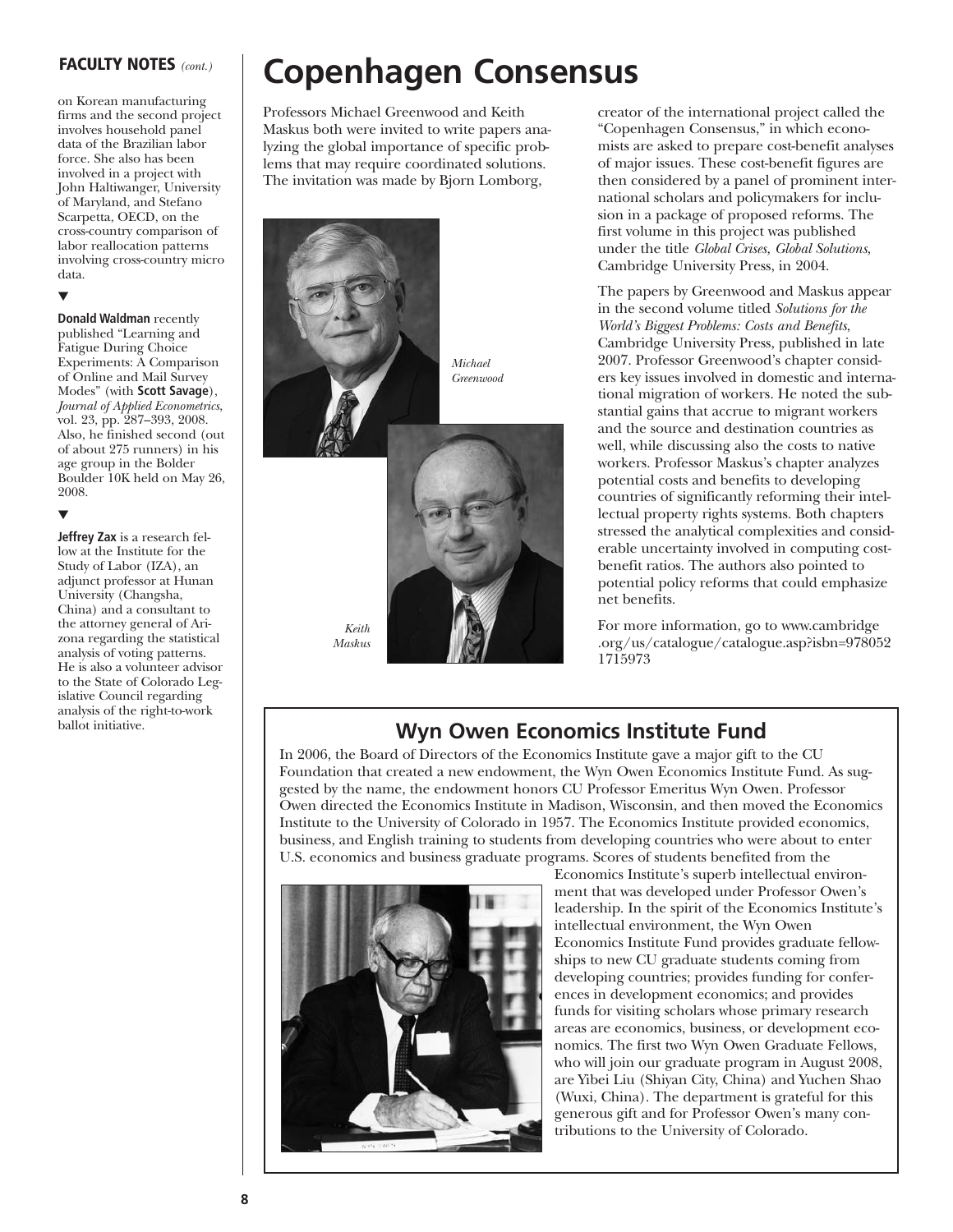## FACULTY NOTES *(cont.)*

on Korean manufacturing firms and the second project involves household panel data of the Brazilian labor force. She also has been involved in a project with John Haltiwanger, University of Maryland, and Stefano Scarpetta, OECD, on the cross-country comparison of labor reallocation patterns involving cross-country micro data.

▼

**Donald Waldman** recently published "Learning and Fatigue During Choice Experiments: A Comparison of Online and Mail Survey Modes" (with **Scott Savage**), *Journal of Applied Econometrics*, vol. 23, pp. 287–393, 2008. Also, he finished second (out of about 275 runners) in his age group in the Bolder Boulder 10K held on May 26, 2008.

▼

**Jeffrey Zax** is a research fellow at the Institute for the Study of Labor (IZA), an adjunct professor at Hunan University (Changsha, China) and a consultant to the attorney general of Arizona regarding the statistical analysis of voting patterns. He is also a volunteer advisor to the State of Colorado Legislative Council regarding analysis of the right-to-work ballot initiative.

# Copenhagen Consensus

Professors Michael Greenwood and Keith Maskus both were invited to write papers analyzing the global importance of specific problems that may require coordinated solutions. The invitation was made by Bjorn Lomborg, creator of the international project called the "Copenhagen Consensus," in which economists are asked to prepare cost-benefit analyses of major issues. These cost-benefit figures are then considered by a panel of prominent international scholars and policymakers for inclusion in a package of proposed reforms. The first volume in this project was published under the title *Global Crises, Global Solutions*, Cambridge University Press, in 2004.

*Michael Greenwood*

*Keith Maskus*

The papers by Greenwood and Maskus appear in the second volume titled *Solutions for the World's Biggest Problems: Costs and Benefits*, Cambridge University Press, published in late 2007. Professor Greenwood's chapter considers key issues involved in domestic and international migration of workers. He noted the substantial gains that accrue to migrant workers and the source and destination countries as well, while discussing also the costs to native workers. Professor Maskus's chapter analyzes potential costs and benefits to developing countries of significantly reforming their intellectual property rights systems. Both chapters stressed the analytical complexities and considerable uncertainty involved in computing cost-benefit ratios. The authors also pointed to potential policy reforms that could emphasize net benefits.

For more information, go to www.cambridge.org/us/catalogue/catalogue.asp?isbn=9780521715973

## Wyn Owen Economics Institute Fund

In 2006, the Board of Directors of the Economics Institute gave a major gift to the CU Foundation that created a new endowment, the Wyn Owen Economics Institute Fund. As suggested by the name, the endowment honors CU Professor Emeritus Wyn Owen. Professor Owen directed the Economics Institute in Madison, Wisconsin, and then moved the Economics Institute to the University of Colorado in 1957. The Economics Institute provided economics, business, and English training to students from developing countries who were about to enter U.S. economics and business graduate programs. Scores of students benefited from the Economics Institute's superb intellectual environment that was developed under Professor Owen's leadership. In the spirit of the Economics Institute's intellectual environment, the Wyn Owen Economics Institute Fund provides graduate fellowships to new CU graduate students coming from developing countries; provides funding for conferences in development economics; and provides funds for visiting scholars whose primary research areas are economics, business, or development economics. The first two Wyn Owen Graduate Fellows, who will join our graduate program in August 2008, are Yibei Liu (Shiyan City, China) and Yuchen Shao (Wuxi, China). The department is grateful for this generous gift and for Professor Owen's many contributions to the University of Colorado.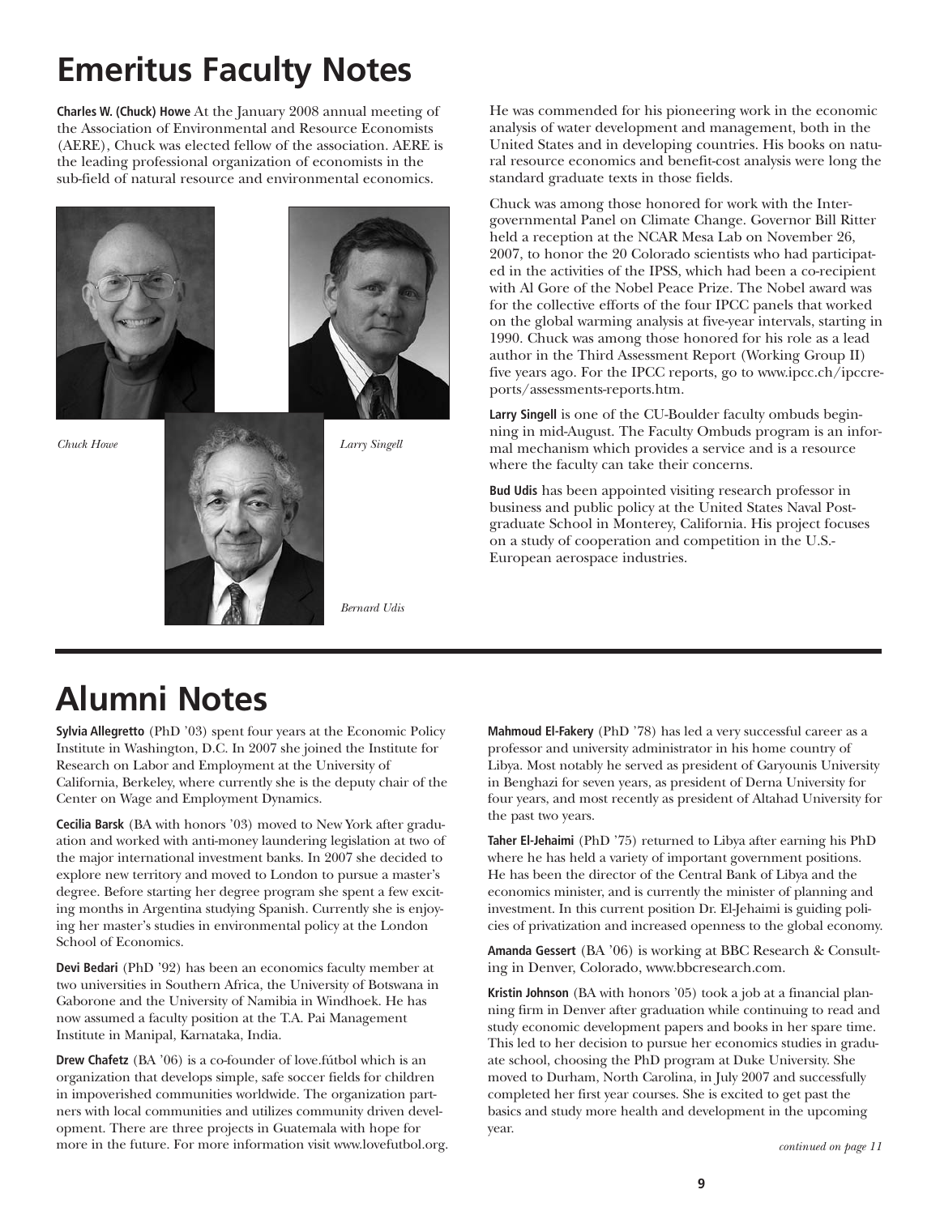# Emeritus Faculty Notes

**Charles W. (Chuck) Howe** At the January 2008 annual meeting of the Association of Environmental and Resource Economists (AERE), Chuck was elected fellow of the association. AERE is the leading professional organization of economists in the sub-field of natural resource and environmental economics.

*Chuck Howe*

*Larry Singell*

*Bernard Udis*

He was commended for his pioneering work in the economic analysis of water development and management, both in the United States and in developing countries. His books on natural resource economics and benefit-cost analysis were long the standard graduate texts in those fields.

Chuck was among those honored for work with the Intergovernmental Panel on Climate Change. Governor Bill Ritter held a reception at the NCAR Mesa Lab on November 26, 2007, to honor the 20 Colorado scientists who had participated in the activities of the IPSS, which had been a co-recipient with Al Gore of the Nobel Peace Prize. The Nobel award was for the collective efforts of the four IPCC panels that worked on the global warming analysis at five-year intervals, starting in 1990. Chuck was among those honored for his role as a lead author in the Third Assessment Report (Working Group II) five years ago. For the IPCC reports, go to www.ipcc.ch/ipccreports/assessments-reports.htm.

**Larry Singell** is one of the CU-Boulder faculty ombuds beginning in mid-August. The Faculty Ombuds program is an informal mechanism which provides a service and is a resource where the faculty can take their concerns.

**Bud Udis** has been appointed visiting research professor in business and public policy at the United States Naval Postgraduate School in Monterey, California. His project focuses on a study of cooperation and competition in the U.S.-European aerospace industries.

# Alumni Notes

**Sylvia Allegretto** (PhD '03) spent four years at the Economic Policy Institute in Washington, D.C. In 2007 she joined the Institute for Research on Labor and Employment at the University of California, Berkeley, where currently she is the deputy chair of the Center on Wage and Employment Dynamics.

**Cecilia Barsk** (BA with honors '03) moved to New York after graduation and worked with anti-money laundering legislation at two of the major international investment banks. In 2007 she decided to explore new territory and moved to London to pursue a master's degree. Before starting her degree program she spent a few exciting months in Argentina studying Spanish. Currently she is enjoying her master's studies in environmental policy at the London School of Economics.

**Devi Bedari** (PhD '92) has been an economics faculty member at two universities in Southern Africa, the University of Botswana in Gaborone and the University of Namibia in Windhoek. He has now assumed a faculty position at the T.A. Pai Management Institute in Manipal, Karnataka, India.

**Drew Chafetz** (BA '06) is a co-founder of love.fútbol which is an organization that develops simple, safe soccer fields for children in impoverished communities worldwide. The organization partners with local communities and utilizes community driven development. There are three projects in Guatemala with hope for more in the future. For more information visit www.lovefutbol.org.

**Mahmoud El-Fakery** (PhD '78) has led a very successful career as a professor and university administrator in his home country of Libya. Most notably he served as president of Garyounis University in Benghazi for seven years, as president of Derna University for four years, and most recently as president of Altahad University for the past two years.

**Taher El-Jehaimi** (PhD '75) returned to Libya after earning his PhD where he has held a variety of important government positions. He has been the director of the Central Bank of Libya and the economics minister, and is currently the minister of planning and investment. In this current position Dr. El-Jehaimi is guiding policies of privatization and increased openness to the global economy.

**Amanda Gessert** (BA '06) is working at BBC Research & Consulting in Denver, Colorado, www.bbcresearch.com.

**Kristin Johnson** (BA with honors '05) took a job at a financial planning firm in Denver after graduation while continuing to read and study economic development papers and books in her spare time. This led to her decision to pursue her economics studies in graduate school, choosing the PhD program at Duke University. She moved to Durham, North Carolina, in July 2007 and successfully completed her first year courses. She is excited to get past the basics and study more health and development in the upcoming year.

*continued on page 11*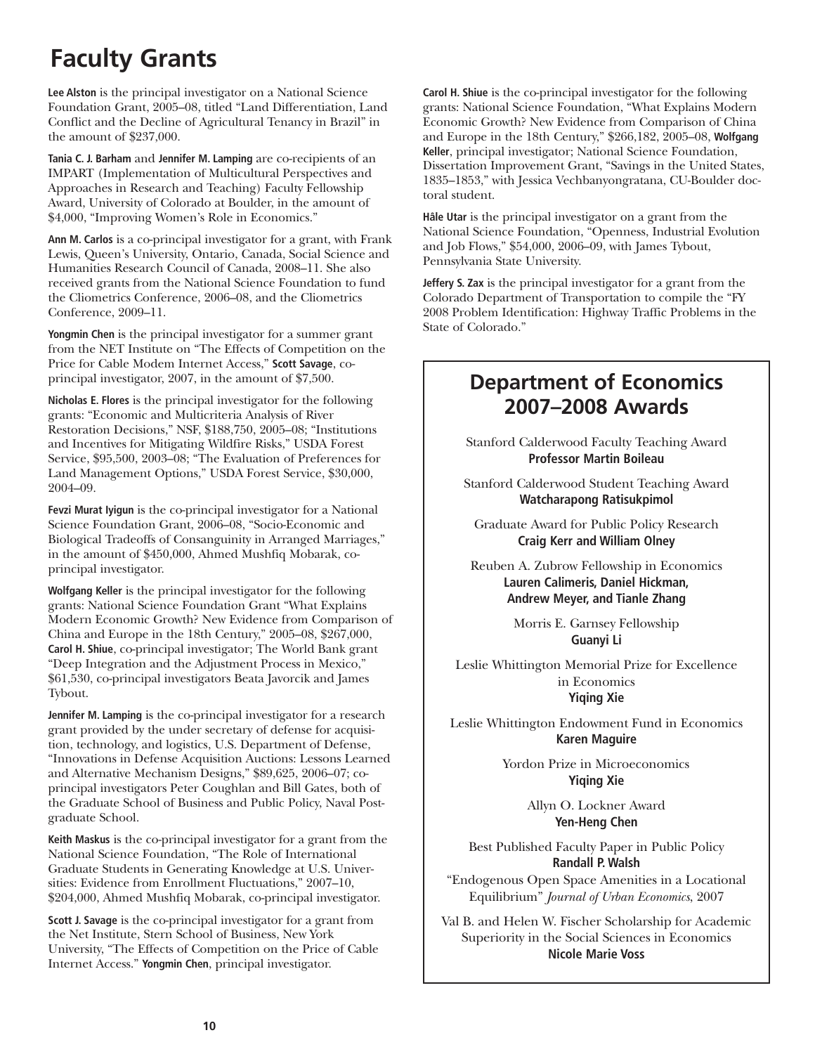# Faculty Grants

**Lee Alston** is the principal investigator on a National Science Foundation Grant, 2005–08, titled "Land Differentiation, Land Conflict and the Decline of Agricultural Tenancy in Brazil" in the amount of $237,000.

**Tania C. J. Barham** and **Jennifer M. Lamping** are co-recipients of an IMPART (Implementation of Multicultural Perspectives and Approaches in Research and Teaching) Faculty Fellowship Award, University of Colorado at Boulder, in the amount of $4,000, "Improving Women's Role in Economics."

**Ann M. Carlos** is a co-principal investigator for a grant, with Frank Lewis, Queen's University, Ontario, Canada, Social Science and Humanities Research Council of Canada, 2008–11. She also received grants from the National Science Foundation to fund the Cliometrics Conference, 2006–08, and the Cliometrics Conference, 2009–11.

**Yongmin Chen** is the principal investigator for a summer grant from the NET Institute on "The Effects of Competition on the Price for Cable Modem Internet Access," **Scott Savage**, co-principal investigator, 2007, in the amount of $7,500.

**Nicholas E. Flores** is the principal investigator for the following grants: "Economic and Multicriteria Analysis of River Restoration Decisions," NSF, $188,750, 2005–08; "Institutions and Incentives for Mitigating Wildfire Risks," USDA Forest Service, $95,500, 2003–08; "The Evaluation of Preferences for Land Management Options," USDA Forest Service, $30,000, 2004–09.

**Fevzi Murat Iyigun** is the co-principal investigator for a National Science Foundation Grant, 2006–08, "Socio-Economic and Biological Tradeoffs of Consanguinity in Arranged Marriages," in the amount of $450,000, Ahmed Mushfiq Mobarak, co-principal investigator.

**Wolfgang Keller** is the principal investigator for the following grants: National Science Foundation Grant "What Explains Modern Economic Growth? New Evidence from Comparison of China and Europe in the 18th Century," 2005–08, $267,000, **Carol H. Shiue**, co-principal investigator; The World Bank grant "Deep Integration and the Adjustment Process in Mexico," $61,530, co-principal investigators Beata Javorcik and James Tybout.

**Jennifer M. Lamping** is the co-principal investigator for a research grant provided by the under secretary of defense for acquisition, technology, and logistics, U.S. Department of Defense, "Innovations in Defense Acquisition Auctions: Lessons Learned and Alternative Mechanism Designs," $89,625, 2006–07; co-principal investigators Peter Coughlan and Bill Gates, both of the Graduate School of Business and Public Policy, Naval Postgraduate School.

**Keith Maskus** is the co-principal investigator for a grant from the National Science Foundation, "The Role of International Graduate Students in Generating Knowledge at U.S. Universities: Evidence from Enrollment Fluctuations," 2007–10, $204,000, Ahmed Mushfiq Mobarak, co-principal investigator.

**Scott J. Savage** is the co-principal investigator for a grant from the Net Institute, Stern School of Business, New York University, "The Effects of Competition on the Price of Cable Internet Access." **Yongmin Chen**, principal investigator.

**Carol H. Shiue** is the co-principal investigator for the following grants: National Science Foundation, "What Explains Modern Economic Growth? New Evidence from Comparison of China and Europe in the 18th Century," $266,182, 2005–08, **Wolfgang Keller**, principal investigator; National Science Foundation, Dissertation Improvement Grant, "Savings in the United States, 1835–1853," with Jessica Vechbanyongratana, CU-Boulder doctoral student.

**Hâle Utar** is the principal investigator on a grant from the National Science Foundation, "Openness, Industrial Evolution and Job Flows," $54,000, 2006–09, with James Tybout, Pennsylvania State University.

**Jeffery S. Zax** is the principal investigator for a grant from the Colorado Department of Transportation to compile the "FY 2008 Problem Identification: Highway Traffic Problems in the State of Colorado."

## Department of Economics 2007–2008 Awards

Stanford Calderwood Faculty Teaching Award
**Professor Martin Boileau**

Stanford Calderwood Student Teaching Award
**Watcharapong Ratisukpimol**

Graduate Award for Public Policy Research
**Craig Kerr and William Olney**

Reuben A. Zubrow Fellowship in Economics
**Lauren Calimeris, Daniel Hickman, Andrew Meyer, and Tianle Zhang**

Morris E. Garnsey Fellowship
**Guanyi Li**

Leslie Whittington Memorial Prize for Excellence in Economics
**Yiqing Xie**

Leslie Whittington Endowment Fund in Economics
**Karen Maguire**

Yordon Prize in Microeconomics
**Yiqing Xie**

Allyn O. Lockner Award
**Yen-Heng Chen**

Best Published Faculty Paper in Public Policy
**Randall P. Walsh**
"Endogenous Open Space Amenities in a Locational Equilibrium" *Journal of Urban Economics*, 2007

Val B. and Helen W. Fischer Scholarship for Academic Superiority in the Social Sciences in Economics
**Nicole Marie Voss**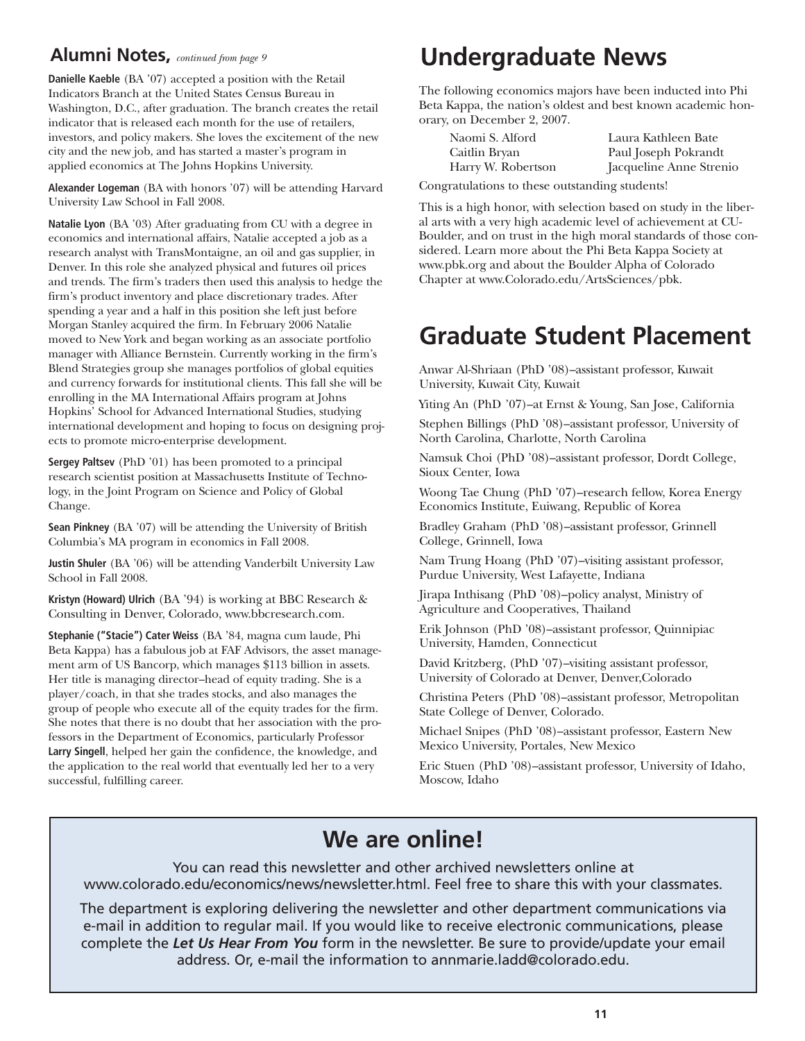## Alumni Notes, *continued from page 9*

**Danielle Kaeble** (BA '07) accepted a position with the Retail Indicators Branch at the United States Census Bureau in Washington, D.C., after graduation. The branch creates the retail indicator that is released each month for the use of retailers, investors, and policy makers. She loves the excitement of the new city and the new job, and has started a master's program in applied economics at The Johns Hopkins University.

**Alexander Logeman** (BA with honors '07) will be attending Harvard University Law School in Fall 2008.

**Natalie Lyon** (BA '03) After graduating from CU with a degree in economics and international affairs, Natalie accepted a job as a research analyst with TransMontaigne, an oil and gas supplier, in Denver. In this role she analyzed physical and futures oil prices and trends. The firm's traders then used this analysis to hedge the firm's product inventory and place discretionary trades. After spending a year and a half in this position she left just before Morgan Stanley acquired the firm. In February 2006 Natalie moved to New York and began working as an associate portfolio manager with Alliance Bernstein. Currently working in the firm's Blend Strategies group she manages portfolios of global equities and currency forwards for institutional clients. This fall she will be enrolling in the MA International Affairs program at Johns Hopkins' School for Advanced International Studies, studying international development and hoping to focus on designing projects to promote micro-enterprise development.

**Sergey Paltsev** (PhD '01) has been promoted to a principal research scientist position at Massachusetts Institute of Technology, in the Joint Program on Science and Policy of Global Change.

**Sean Pinkney** (BA '07) will be attending the University of British Columbia's MA program in economics in Fall 2008.

**Justin Shuler** (BA '06) will be attending Vanderbilt University Law School in Fall 2008.

**Kristyn (Howard) Ulrich** (BA '94) is working at BBC Research & Consulting in Denver, Colorado, www.bbcresearch.com.

**Stephanie ("Stacie") Cater Weiss** (BA '84, magna cum laude, Phi Beta Kappa) has a fabulous job at FAF Advisors, the asset management arm of US Bancorp, which manages $113 billion in assets. Her title is managing director–head of equity trading. She is a player/coach, in that she trades stocks, and also manages the group of people who execute all of the equity trades for the firm. She notes that there is no doubt that her association with the professors in the Department of Economics, particularly Professor **Larry Singell**, helped her gain the confidence, the knowledge, and the application to the real world that eventually led her to a very successful, fulfilling career.

# Undergraduate News

The following economics majors have been inducted into Phi Beta Kappa, the nation's oldest and best known academic honorary, on December 2, 2007.

- Naomi S. Alford
- Caitlin Bryan
- Harry W. Robertson
- Laura Kathleen Bate
- Paul Joseph Pokrandt
- Jacqueline Anne Strenio

Congratulations to these outstanding students!

This is a high honor, with selection based on study in the liberal arts with a very high academic level of achievement at CU-Boulder, and on trust in the high moral standards of those considered. Learn more about the Phi Beta Kappa Society at www.pbk.org and about the Boulder Alpha of Colorado Chapter at www.Colorado.edu/ArtsSciences/pbk.

# Graduate Student Placement

Anwar Al-Shriaan (PhD '08)–assistant professor, Kuwait University, Kuwait City, Kuwait

Yiting An (PhD '07)–at Ernst & Young, San Jose, California

Stephen Billings (PhD '08)–assistant professor, University of North Carolina, Charlotte, North Carolina

Namsuk Choi (PhD '08)–assistant professor, Dordt College, Sioux Center, Iowa

Woong Tae Chung (PhD '07)–research fellow, Korea Energy Economics Institute, Euiwang, Republic of Korea

Bradley Graham (PhD '08)–assistant professor, Grinnell College, Grinnell, Iowa

Nam Trung Hoang (PhD '07)–visiting assistant professor, Purdue University, West Lafayette, Indiana

Jirapa Inthisang (PhD '08)–policy analyst, Ministry of Agriculture and Cooperatives, Thailand

Erik Johnson (PhD '08)–assistant professor, Quinnipiac University, Hamden, Connecticut

David Kritzberg, (PhD '07)–visiting assistant professor, University of Colorado at Denver, Denver,Colorado

Christina Peters (PhD '08)–assistant professor, Metropolitan State College of Denver, Colorado.

Michael Snipes (PhD '08)–assistant professor, Eastern New Mexico University, Portales, New Mexico

Eric Stuen (PhD '08)–assistant professor, University of Idaho, Moscow, Idaho

## We are online!

You can read this newsletter and other archived newsletters online at www.colorado.edu/economics/news/newsletter.html. Feel free to share this with your classmates.

The department is exploring delivering the newsletter and other department communications via e-mail in addition to regular mail. If you would like to receive electronic communications, please complete the ***Let Us Hear From You*** form in the newsletter. Be sure to provide/update your email address. Or, e-mail the information to annmarie.ladd@colorado.edu.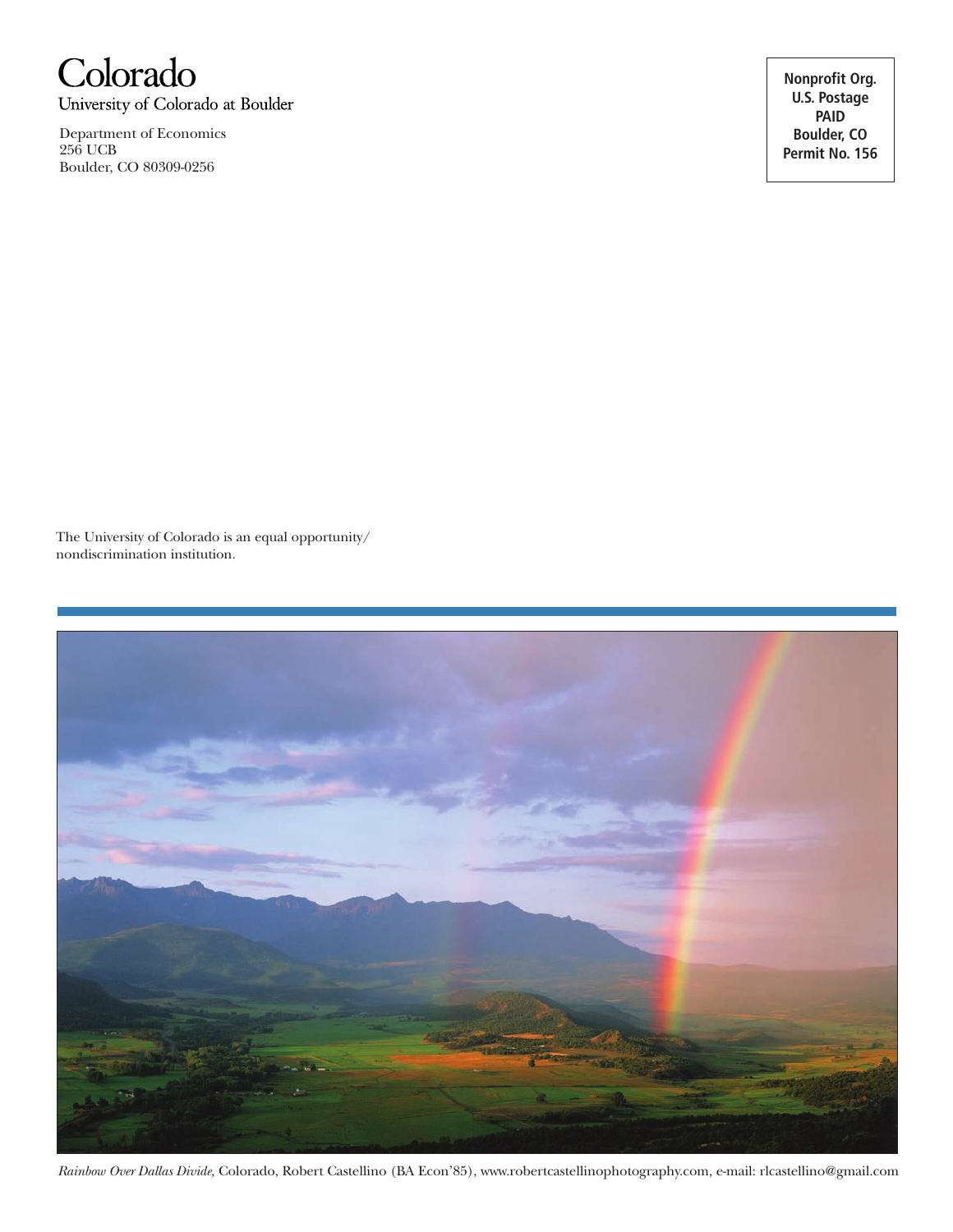# Colorado

University of Colorado at Boulder

Department of Economics
256 UCB
Boulder, CO 80309-0256

**Nonprofit Org.**
**U.S. Postage**
**PAID**
**Boulder, CO**
**Permit No. 156**

The University of Colorado is an equal opportunity/ nondiscrimination institution.

*Rainbow Over Dallas Divide,* Colorado, Robert Castellino (BA Econ'85), www.robertcastellinophotography.com, e-mail: rlcastellino@gmail.com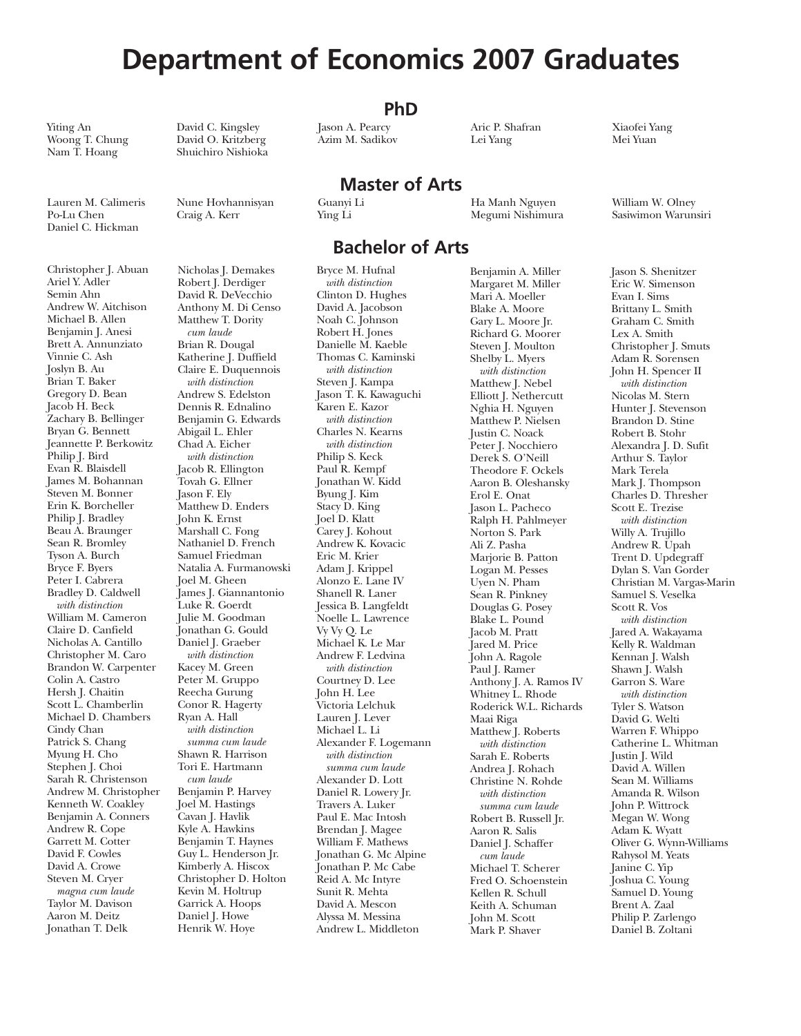# Department of Economics 2007 Graduates

## PhD

Yiting An
Woong T. Chung
Nam T. Hoang
David C. Kingsley
David O. Kritzberg
Shuichiro Nishioka
Jason A. Pearcy
Azim M. Sadikov
Aric P. Shafran
Lei Yang
Xiaofei Yang
Mei Yuan

## Master of Arts

Lauren M. Calimeris
Po-Lu Chen
Daniel C. Hickman
Nune Hovhannisyan
Craig A. Kerr
Guanyi Li
Ying Li
Ha Manh Nguyen
Megumi Nishimura
William W. Olney
Sasiwimon Warunsiri

## Bachelor of Arts

Christopher J. Abuan
Ariel Y. Adler
Semin Ahn
Andrew W. Aitchison
Michael B. Allen
Benjamin J. Anesi
Brett A. Annunziato
Vinnie C. Ash
Joslyn B. Au
Brian T. Baker
Gregory D. Bean
Jacob H. Beck
Zachary B. Bellinger
Bryan G. Bennett
Jeannette P. Berkowitz
Philip J. Bird
Evan R. Blaisdell
James M. Bohannan
Steven M. Bonner
Erin K. Borcheller
Philip J. Bradley
Beau A. Braunger
Sean R. Bromley
Tyson A. Burch
Bryce F. Byers
Peter I. Cabrera
Bradley D. Caldwell
*with distinction*
William M. Cameron
Claire D. Canfield
Nicholas A. Cantillo
Christopher M. Caro
Brandon W. Carpenter
Colin A. Castro
Hersh J. Chaitin
Scott L. Chamberlin
Michael D. Chambers
Cindy Chan
Patrick S. Chang
Myung H. Cho
Stephen J. Choi
Sarah R. Christenson
Andrew M. Christopher
Kenneth W. Coakley
Benjamin A. Conners
Andrew R. Cope
Garrett M. Cotter
David F. Cowles
David A. Crowe
Steven M. Cryer
*magna cum laude*
Taylor M. Davison
Aaron M. Deitz
Jonathan T. Delk
Nicholas J. Demakes
Robert J. Derdiger
David R. DeVecchio
Anthony M. Di Censo
Matthew T. Dority
*cum laude*
Brian R. Dougal
Katherine J. Duffield
Claire E. Duquennois
*with distinction*
Andrew S. Edelston
Dennis R. Ednalino
Benjamin G. Edwards
Abigail L. Ehler
Chad A. Eicher
*with distinction*
Jacob R. Ellington
Tovah G. Ellner
Jason F. Ely
Matthew D. Enders
John K. Ernst
Marshall C. Fong
Nathaniel D. French
Samuel Friedman
Natalia A. Furmanowski
Joel M. Gheen
James J. Giannantonio
Luke R. Goerdt
Julie M. Goodman
Jonathan G. Gould
Daniel J. Graeber
*with distinction*
Kacey M. Green
Peter M. Gruppo
Reecha Gurung
Conor R. Hagerty
Ryan A. Hall
*with distinction*
*summa cum laude*
Shawn R. Harrison
Tori E. Hartmann
*cum laude*
Benjamin P. Harvey
Joel M. Hastings
Cavan J. Havlik
Kyle A. Hawkins
Benjamin T. Haynes
Guy L. Henderson Jr.
Kimberly A. Hiscox
Christopher D. Holton
Kevin M. Holtrup
Garrick A. Hoops
Daniel J. Howe
Henrik W. Hoye
Bryce M. Hufnal
*with distinction*
Clinton D. Hughes
David A. Jacobson
Noah C. Johnson
Robert H. Jones
Danielle M. Kaeble
Thomas C. Kaminski
*with distinction*
Steven J. Kampa
Jason T. K. Kawaguchi
Karen E. Kazor
*with distinction*
Charles N. Kearns
*with distinction*
Philip S. Keck
Paul R. Kempf
Jonathan W. Kidd
Byung J. Kim
Stacy D. King
Joel D. Klatt
Carey J. Kohout
Andrew K. Kovacic
Eric M. Krier
Adam J. Krippel
Alonzo E. Lane IV
Shanell R. Laner
Jessica B. Langfeldt
Noelle L. Lawrence
Vy Vy Q. Le
Michael K. Le Mar
Andrew F. Ledvina
*with distinction*
Courtney D. Lee
John H. Lee
Victoria Lelchuk
Lauren J. Lever
Michael L. Li
Alexander F. Logemann
*with distinction*
*summa cum laude*
Alexander D. Lott
Daniel R. Lowery Jr.
Travers A. Luker
Paul E. Mac Intosh
Brendan J. Magee
William F. Mathews
Jonathan G. Mc Alpine
Jonathan P. Mc Cabe
Reid A. Mc Intyre
Sunit R. Mehta
David A. Mescon
Alyssa M. Messina
Andrew L. Middleton
Benjamin A. Miller
Margaret M. Miller
Mari A. Moeller
Blake A. Moore
Gary L. Moore Jr.
Richard G. Moorer
Steven J. Moulton
Shelby L. Myers
*with distinction*
Matthew J. Nebel
Elliott J. Nethercutt
Nghia H. Nguyen
Matthew P. Nielsen
Justin C. Noack
Peter J. Nocchiero
Derek S. O'Neill
Theodore F. Ockels
Aaron B. Oleshansky
Erol E. Onat
Jason L. Pacheco
Ralph H. Pahlmeyer
Norton S. Park
Ali Z. Pasha
Marjorie B. Patton
Logan M. Pesses
Uyen N. Pham
Sean R. Pinkney
Douglas G. Posey
Blake L. Pound
Jacob M. Pratt
Jared M. Price
John A. Ragole
Paul J. Ramer
Anthony J. A. Ramos IV
Whitney L. Rhode
Roderick W.L. Richards
Maai Riga
Matthew J. Roberts
*with distinction*
Sarah E. Roberts
Andrea J. Rohach
Christine N. Rohde
*with distinction*
*summa cum laude*
Robert B. Russell Jr.
Aaron R. Salis
Daniel J. Schaffer
*cum laude*
Michael T. Scherer
Fred O. Schoenstein
Kellen R. Schull
Keith A. Schuman
John M. Scott
Mark P. Shaver
Jason S. Shenitzer
Eric W. Simenson
Evan I. Sims
Brittany L. Smith
Graham C. Smith
Lex A. Smith
Christopher J. Smuts
Adam R. Sorensen
John H. Spencer II
*with distinction*
Nicolas M. Stern
Hunter J. Stevenson
Brandon D. Stine
Robert B. Stohr
Alexandra J. D. Sufit
Arthur S. Taylor
Mark Terela
Mark J. Thompson
Charles D. Thresher
Scott E. Trezise
*with distinction*
Willy A. Trujillo
Andrew R. Upah
Trent D. Updegraff
Dylan S. Van Gorder
Christian M. Vargas-Marin
Samuel S. Veselka
Scott R. Vos
*with distinction*
Jared A. Wakayama
Kelly R. Waldman
Kennan J. Walsh
Shawn J. Walsh
Garron S. Ware
*with distinction*
Tyler S. Watson
David G. Welti
Warren F. Whippo
Catherine L. Whitman
Justin J. Wild
David A. Willen
Sean M. Williams
Amanda R. Wilson
John P. Wittrock
Megan W. Wong
Adam K. Wyatt
Oliver G. Wynn-Williams
Rahysol M. Yeats
Janine C. Yip
Joshua C. Young
Samuel D. Young
Brent A. Zaal
Philip P. Zarlengo
Daniel B. Zoltani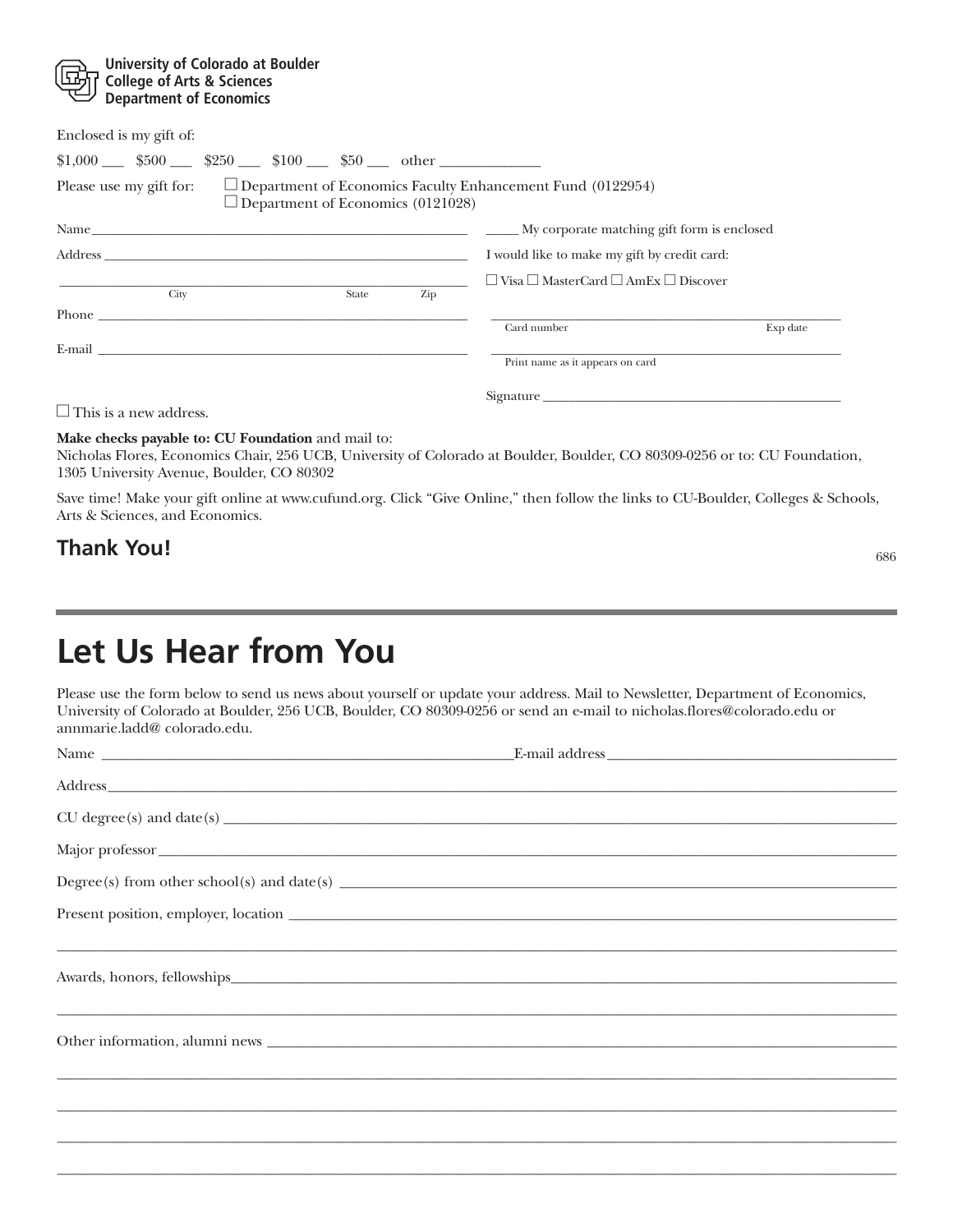**University of Colorado at Boulder**
**College of Arts & Sciences**
**Department of Economics**

Enclosed is my gift of:

$1,000 ___ $500 ___ $250 ___ $100 ___ $50 ___ other _____________

Please use my gift for: ☐ Department of Economics Faculty Enhancement Fund (0122954)
☐ Department of Economics (0121028)

Name ___________________________________________

Address _________________________________________

_______________________________________________
City State Zip

Phone __________________________________________

E-mail __________________________________________

☐ This is a new address.

_____ My corporate matching gift form is enclosed

I would like to make my gift by credit card:

☐ Visa ☐ MasterCard ☐ AmEx ☐ Discover

_______________________________________________
Card number Exp date

_______________________________________________
Print name as it appears on card

Signature _______________________________________

**Make checks payable to: CU Foundation** and mail to:
Nicholas Flores, Economics Chair, 256 UCB, University of Colorado at Boulder, Boulder, CO 80309-0256 or to: CU Foundation, 1305 University Avenue, Boulder, CO 80302

Save time! Make your gift online at www.cufund.org. Click "Give Online," then follow the links to CU-Boulder, Colleges & Schools, Arts & Sciences, and Economics.

## Thank You!

686

# Let Us Hear from You

Please use the form below to send us news about yourself or update your address. Mail to Newsletter, Department of Economics, University of Colorado at Boulder, 256 UCB, Boulder, CO 80309-0256 or send an e-mail to nicholas.flores@colorado.edu or annmarie.ladd@ colorado.edu.

Name _________________________________________ E-mail address _______________________________

Address _______________________________________________________________________________

CU degree(s) and date(s) ________________________________________________________________

Major professor _______________________________________________________________________

Degree(s) from other school(s) and date(s) _________________________________________________

Present position, employer, location ______________________________________________________

_______________________________________________________________________________________

Awards, honors, fellowships ____________________________________________________________

_______________________________________________________________________________________

Other information, alumni news __________________________________________________________

_______________________________________________________________________________________

_______________________________________________________________________________________

_______________________________________________________________________________________

_______________________________________________________________________________________